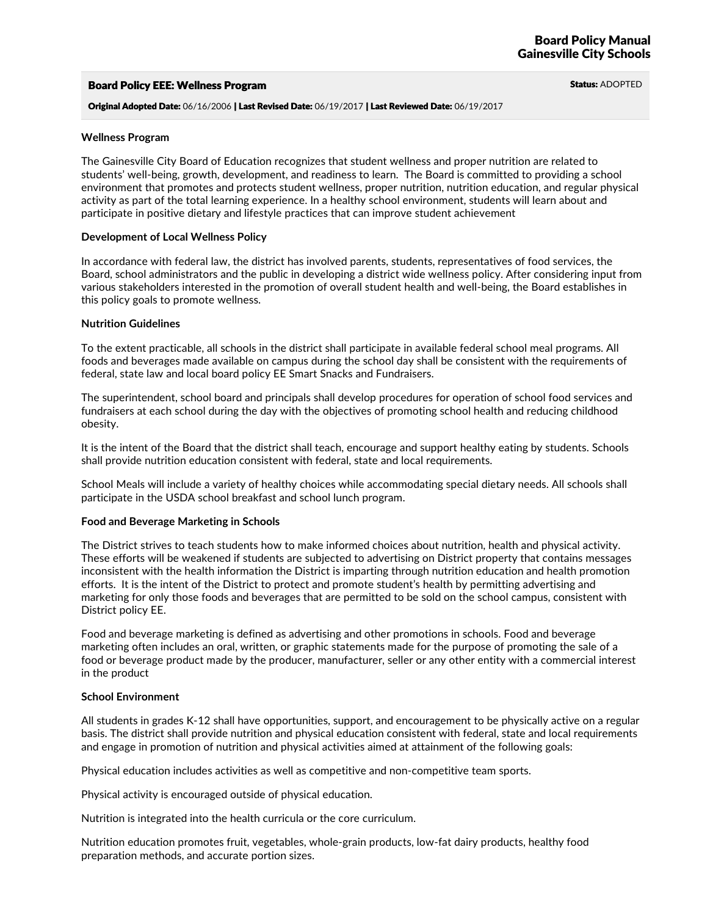# Board Policy EEE: Wellness Program

**Status:** ADOPTED

**Original Adopted Date:** 06/16/2006 | **Last Revised Date:** 06/19/2017 | **Last Reviewed Date:** 06/19/2017

**Wellness Program**

The Gainesville City Board of Education recognizes that student wellness and proper nutrition are related to students' well-being, growth, development, and readiness to learn. The Board is committed to providing a school environment that promotes and protects student wellness, proper nutrition, nutrition education, and regular physical activity as part of the total learning experience. In a healthy school environment, students will learn about and participate in positive dietary and lifestyle practices that can improve student achievement

**Development of Local Wellness Policy**

In accordance with federal law, the district has involved parents, students, representatives of food services, the Board, school administrators and the public in developing a district wide wellness policy. After considering input from various stakeholders interested in the promotion of overall student health and well-being, the Board establishes in this policy goals to promote wellness.

**Nutrition Guidelines**

To the extent practicable, all schools in the district shall participate in available federal school meal programs. All foods and beverages made available on campus during the school day shall be consistent with the requirements of federal, state law and local board policy EE Smart Snacks and Fundraisers.

The superintendent, school board and principals shall develop procedures for operation of school food services and fundraisers at each school during the day with the objectives of promoting school health and reducing childhood obesity.

It is the intent of the Board that the district shall teach, encourage and support healthy eating by students. Schools shall provide nutrition education consistent with federal, state and local requirements.

School Meals will include a variety of healthy choices while accommodating special dietary needs. All schools shall participate in the USDA school breakfast and school lunch program.

**Food and Beverage Marketing in Schools**

The District strives to teach students how to make informed choices about nutrition, health and physical activity. These efforts will be weakened if students are subjected to advertising on District property that contains messages inconsistent with the health information the District is imparting through nutrition education and health promotion efforts. It is the intent of the District to protect and promote student's health by permitting advertising and marketing for only those foods and beverages that are permitted to be sold on the school campus, consistent with District policy EE.

Food and beverage marketing is defined as advertising and other promotions in schools. Food and beverage marketing often includes an oral, written, or graphic statements made for the purpose of promoting the sale of a food or beverage product made by the producer, manufacturer, seller or any other entity with a commercial interest in the product

**School Environment**

All students in grades K-12 shall have opportunities, support, and encouragement to be physically active on a regular basis. The district shall provide nutrition and physical education consistent with federal, state and local requirements and engage in promotion of nutrition and physical activities aimed at attainment of the following goals:

Physical education includes activities as well as competitive and non-competitive team sports.

Physical activity is encouraged outside of physical education.

Nutrition is integrated into the health curricula or the core curriculum.

Nutrition education promotes fruit, vegetables, whole-grain products, low-fat dairy products, healthy food preparation methods, and accurate portion sizes.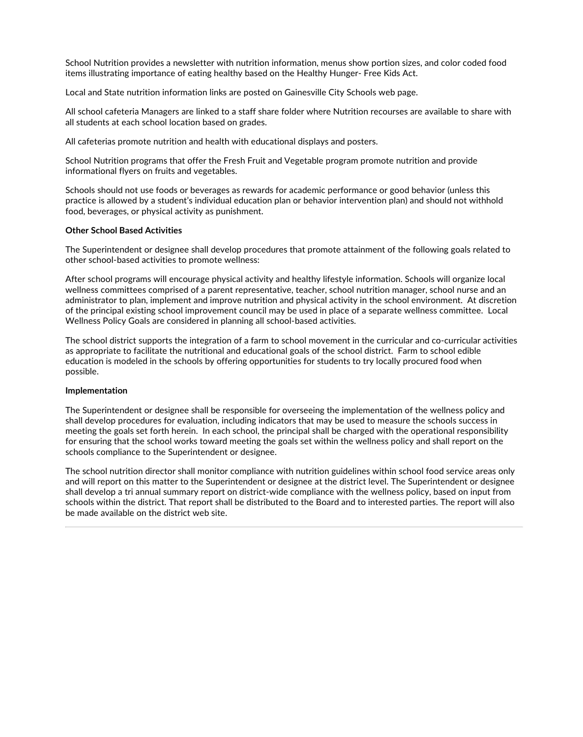School Nutrition provides a newsletter with nutrition information, menus show portion sizes, and color coded food items illustrating importance of eating healthy based on the Healthy Hunger- Free Kids Act.

Local and State nutrition information links are posted on Gainesville City Schools web page.

All school cafeteria Managers are linked to a staff share folder where Nutrition recourses are available to share with all students at each school location based on grades.

All cafeterias promote nutrition and health with educational displays and posters.

School Nutrition programs that offer the Fresh Fruit and Vegetable program promote nutrition and provide informational flyers on fruits and vegetables.

Schools should not use foods or beverages as rewards for academic performance or good behavior (unless this practice is allowed by a student's individual education plan or behavior intervention plan) and should not withhold food, beverages, or physical activity as punishment.

**Other School Based Activities**

The Superintendent or designee shall develop procedures that promote attainment of the following goals related to other school-based activities to promote wellness:

After school programs will encourage physical activity and healthy lifestyle information. Schools will organize local wellness committees comprised of a parent representative, teacher, school nutrition manager, school nurse and an administrator to plan, implement and improve nutrition and physical activity in the school environment. At discretion of the principal existing school improvement council may be used in place of a separate wellness committee. Local Wellness Policy Goals are considered in planning all school-based activities.

The school district supports the integration of a farm to school movement in the curricular and co-curricular activities as appropriate to facilitate the nutritional and educational goals of the school district. Farm to school edible education is modeled in the schools by offering opportunities for students to try locally procured food when possible.

**Implementation**

The Superintendent or designee shall be responsible for overseeing the implementation of the wellness policy and shall develop procedures for evaluation, including indicators that may be used to measure the schools success in meeting the goals set forth herein. In each school, the principal shall be charged with the operational responsibility for ensuring that the school works toward meeting the goals set within the wellness policy and shall report on the schools compliance to the Superintendent or designee.

The school nutrition director shall monitor compliance with nutrition guidelines within school food service areas only and will report on this matter to the Superintendent or designee at the district level. The Superintendent or designee shall develop a tri annual summary report on district-wide compliance with the wellness policy, based on input from schools within the district. That report shall be distributed to the Board and to interested parties. The report will also be made available on the district web site.